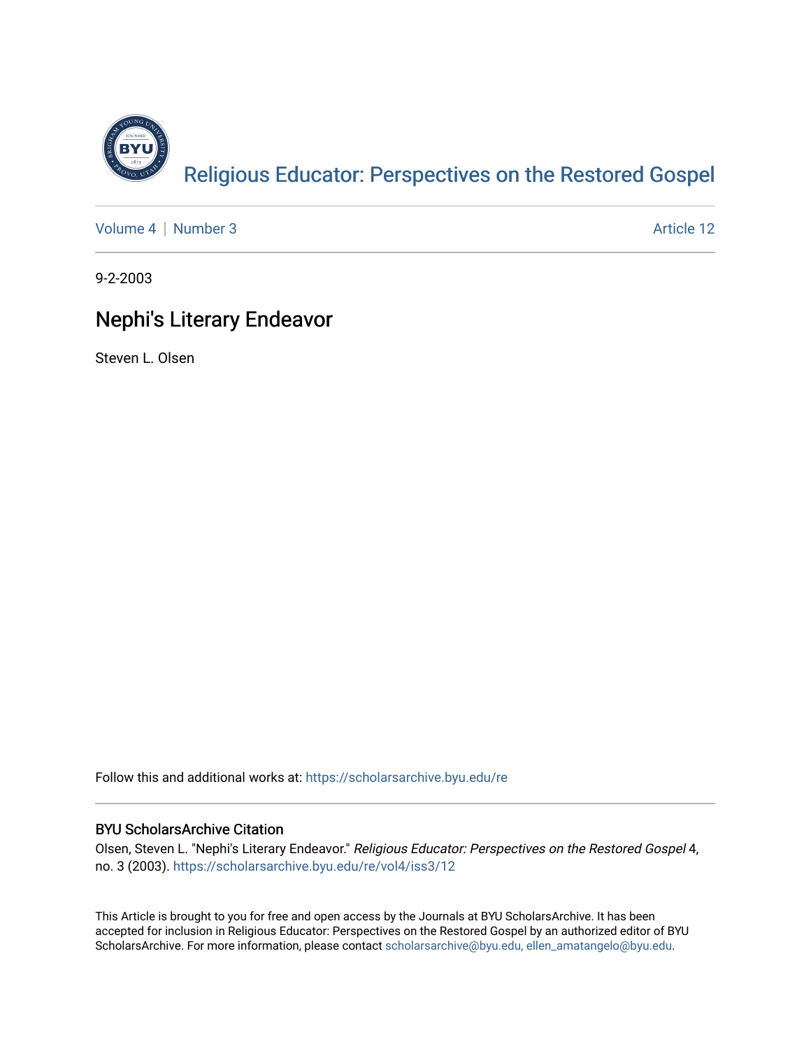Religious Educator: Perspectives on the Restored Gospel

Volume 4 | Number 3 Article 12

9-2-2003

# Nephi's Literary Endeavor

Steven L. Olsen

Follow this and additional works at: https://scholarsarchive.byu.edu/re

## BYU ScholarsArchive Citation

Olsen, Steven L. "Nephi's Literary Endeavor." *Religious Educator: Perspectives on the Restored Gospel* 4, no. 3 (2003). https://scholarsarchive.byu.edu/re/vol4/iss3/12

This Article is brought to you for free and open access by the Journals at BYU ScholarsArchive. It has been accepted for inclusion in Religious Educator: Perspectives on the Restored Gospel by an authorized editor of BYU ScholarsArchive. For more information, please contact scholarsarchive@byu.edu, ellen_amatangelo@byu.edu.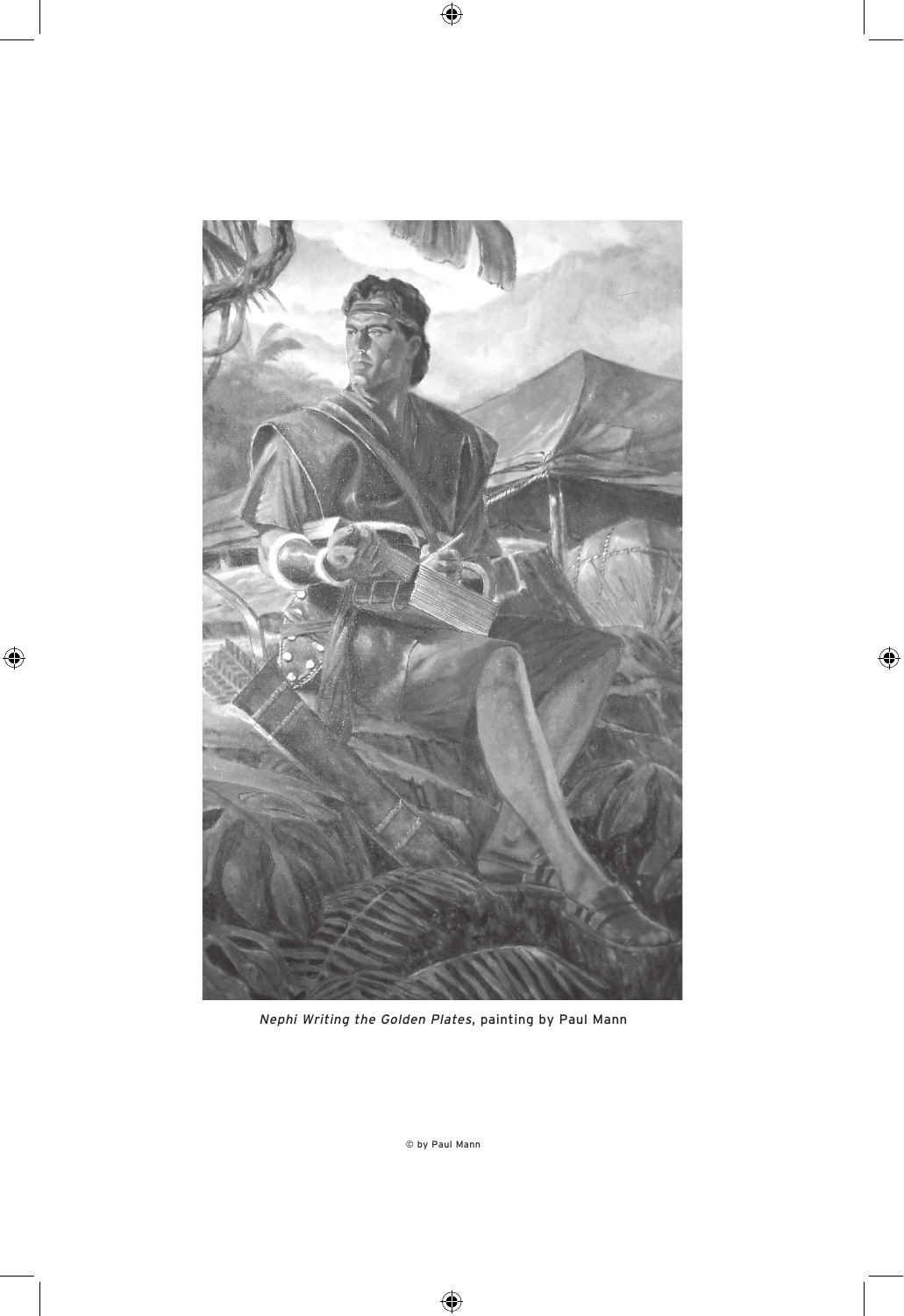*Nephi Writing the Golden Plates*, painting by Paul Mann

© by Paul Mann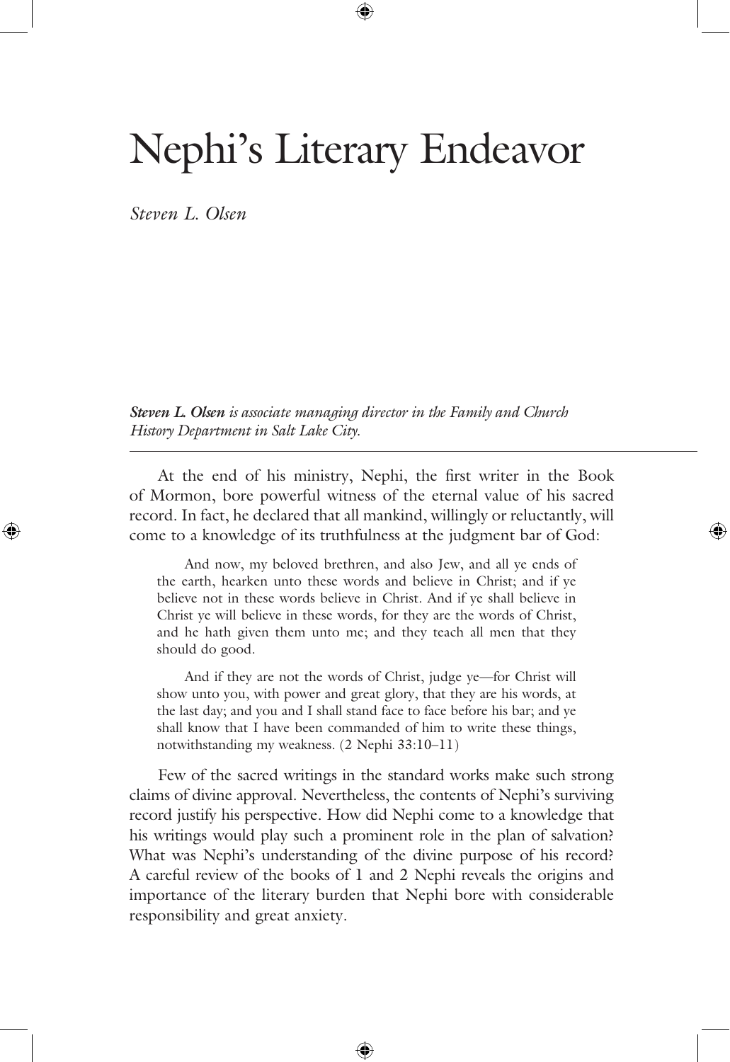# Nephi's Literary Endeavor

*Steven L. Olsen*

***Steven L. Olsen** is associate managing director in the Family and Church History Department in Salt Lake City.*

---

At the end of his ministry, Nephi, the first writer in the Book of Mormon, bore powerful witness of the eternal value of his sacred record. In fact, he declared that all mankind, willingly or reluctantly, will come to a knowledge of its truthfulness at the judgment bar of God:

> And now, my beloved brethren, and also Jew, and all ye ends of the earth, hearken unto these words and believe in Christ; and if ye believe not in these words believe in Christ. And if ye shall believe in Christ ye will believe in these words, for they are the words of Christ, and he hath given them unto me; and they teach all men that they should do good.
>
> And if they are not the words of Christ, judge ye—for Christ will show unto you, with power and great glory, that they are his words, at the last day; and you and I shall stand face to face before his bar; and ye shall know that I have been commanded of him to write these things, notwithstanding my weakness. (2 Nephi 33:10–11)

Few of the sacred writings in the standard works make such strong claims of divine approval. Nevertheless, the contents of Nephi's surviving record justify his perspective. How did Nephi come to a knowledge that his writings would play such a prominent role in the plan of salvation? What was Nephi's understanding of the divine purpose of his record? A careful review of the books of 1 and 2 Nephi reveals the origins and importance of the literary burden that Nephi bore with considerable responsibility and great anxiety.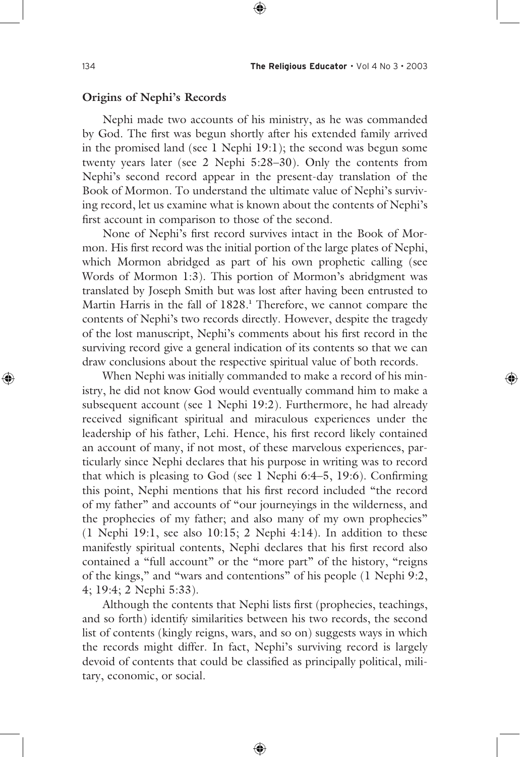## Origins of Nephi's Records

Nephi made two accounts of his ministry, as he was commanded by God. The first was begun shortly after his extended family arrived in the promised land (see 1 Nephi 19:1); the second was begun some twenty years later (see 2 Nephi 5:28–30). Only the contents from Nephi's second record appear in the present-day translation of the Book of Mormon. To understand the ultimate value of Nephi's surviving record, let us examine what is known about the contents of Nephi's first account in comparison to those of the second.

None of Nephi's first record survives intact in the Book of Mormon. His first record was the initial portion of the large plates of Nephi, which Mormon abridged as part of his own prophetic calling (see Words of Mormon 1:3). This portion of Mormon's abridgment was translated by Joseph Smith but was lost after having been entrusted to Martin Harris in the fall of 1828.[1] Therefore, we cannot compare the contents of Nephi's two records directly. However, despite the tragedy of the lost manuscript, Nephi's comments about his first record in the surviving record give a general indication of its contents so that we can draw conclusions about the respective spiritual value of both records.

When Nephi was initially commanded to make a record of his ministry, he did not know God would eventually command him to make a subsequent account (see 1 Nephi 19:2). Furthermore, he had already received significant spiritual and miraculous experiences under the leadership of his father, Lehi. Hence, his first record likely contained an account of many, if not most, of these marvelous experiences, particularly since Nephi declares that his purpose in writing was to record that which is pleasing to God (see 1 Nephi 6:4–5, 19:6). Confirming this point, Nephi mentions that his first record included "the record of my father" and accounts of "our journeyings in the wilderness, and the prophecies of my father; and also many of my own prophecies" (1 Nephi 19:1, see also 10:15; 2 Nephi 4:14). In addition to these manifestly spiritual contents, Nephi declares that his first record also contained a "full account" or the "more part" of the history, "reigns of the kings," and "wars and contentions" of his people (1 Nephi 9:2, 4; 19:4; 2 Nephi 5:33).

Although the contents that Nephi lists first (prophecies, teachings, and so forth) identify similarities between his two records, the second list of contents (kingly reigns, wars, and so on) suggests ways in which the records might differ. In fact, Nephi's surviving record is largely devoid of contents that could be classified as principally political, military, economic, or social.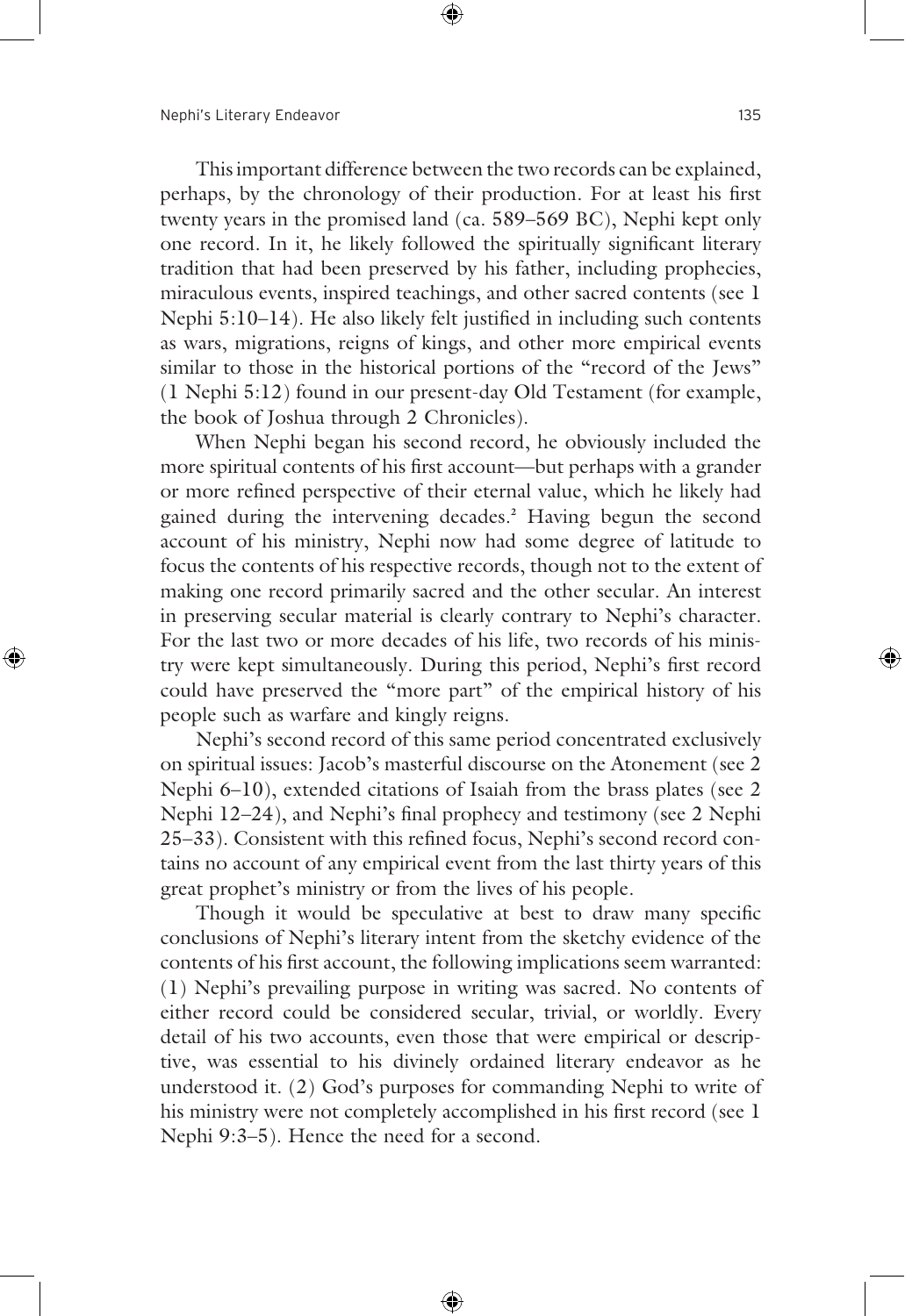This important difference between the two records can be explained, perhaps, by the chronology of their production. For at least his first twenty years in the promised land (ca. 589–569 BC), Nephi kept only one record. In it, he likely followed the spiritually significant literary tradition that had been preserved by his father, including prophecies, miraculous events, inspired teachings, and other sacred contents (see 1 Nephi 5:10–14). He also likely felt justified in including such contents as wars, migrations, reigns of kings, and other more empirical events similar to those in the historical portions of the "record of the Jews" (1 Nephi 5:12) found in our present-day Old Testament (for example, the book of Joshua through 2 Chronicles).

When Nephi began his second record, he obviously included the more spiritual contents of his first account—but perhaps with a grander or more refined perspective of their eternal value, which he likely had gained during the intervening decades.[2] Having begun the second account of his ministry, Nephi now had some degree of latitude to focus the contents of his respective records, though not to the extent of making one record primarily sacred and the other secular. An interest in preserving secular material is clearly contrary to Nephi's character. For the last two or more decades of his life, two records of his ministry were kept simultaneously. During this period, Nephi's first record could have preserved the "more part" of the empirical history of his people such as warfare and kingly reigns.

Nephi's second record of this same period concentrated exclusively on spiritual issues: Jacob's masterful discourse on the Atonement (see 2 Nephi 6–10), extended citations of Isaiah from the brass plates (see 2 Nephi 12–24), and Nephi's final prophecy and testimony (see 2 Nephi 25–33). Consistent with this refined focus, Nephi's second record contains no account of any empirical event from the last thirty years of this great prophet's ministry or from the lives of his people.

Though it would be speculative at best to draw many specific conclusions of Nephi's literary intent from the sketchy evidence of the contents of his first account, the following implications seem warranted: (1) Nephi's prevailing purpose in writing was sacred. No contents of either record could be considered secular, trivial, or worldly. Every detail of his two accounts, even those that were empirical or descriptive, was essential to his divinely ordained literary endeavor as he understood it. (2) God's purposes for commanding Nephi to write of his ministry were not completely accomplished in his first record (see 1 Nephi 9:3–5). Hence the need for a second.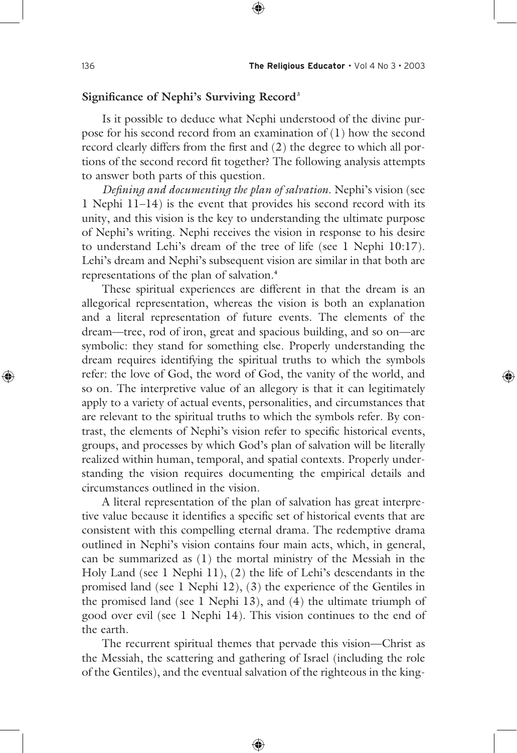### Significance of Nephi's Surviving Record[3]

Is it possible to deduce what Nephi understood of the divine purpose for his second record from an examination of (1) how the second record clearly differs from the first and (2) the degree to which all portions of the second record fit together? The following analysis attempts to answer both parts of this question.

*Defining and documenting the plan of salvation.* Nephi's vision (see 1 Nephi 11–14) is the event that provides his second record with its unity, and this vision is the key to understanding the ultimate purpose of Nephi's writing. Nephi receives the vision in response to his desire to understand Lehi's dream of the tree of life (see 1 Nephi 10:17). Lehi's dream and Nephi's subsequent vision are similar in that both are representations of the plan of salvation.[4]

These spiritual experiences are different in that the dream is an allegorical representation, whereas the vision is both an explanation and a literal representation of future events. The elements of the dream—tree, rod of iron, great and spacious building, and so on—are symbolic: they stand for something else. Properly understanding the dream requires identifying the spiritual truths to which the symbols refer: the love of God, the word of God, the vanity of the world, and so on. The interpretive value of an allegory is that it can legitimately apply to a variety of actual events, personalities, and circumstances that are relevant to the spiritual truths to which the symbols refer. By contrast, the elements of Nephi's vision refer to specific historical events, groups, and processes by which God's plan of salvation will be literally realized within human, temporal, and spatial contexts. Properly understanding the vision requires documenting the empirical details and circumstances outlined in the vision.

A literal representation of the plan of salvation has great interpretive value because it identifies a specific set of historical events that are consistent with this compelling eternal drama. The redemptive drama outlined in Nephi's vision contains four main acts, which, in general, can be summarized as (1) the mortal ministry of the Messiah in the Holy Land (see 1 Nephi 11), (2) the life of Lehi's descendants in the promised land (see 1 Nephi 12), (3) the experience of the Gentiles in the promised land (see 1 Nephi 13), and (4) the ultimate triumph of good over evil (see 1 Nephi 14). This vision continues to the end of the earth.

The recurrent spiritual themes that pervade this vision—Christ as the Messiah, the scattering and gathering of Israel (including the role of the Gentiles), and the eventual salvation of the righteous in the king-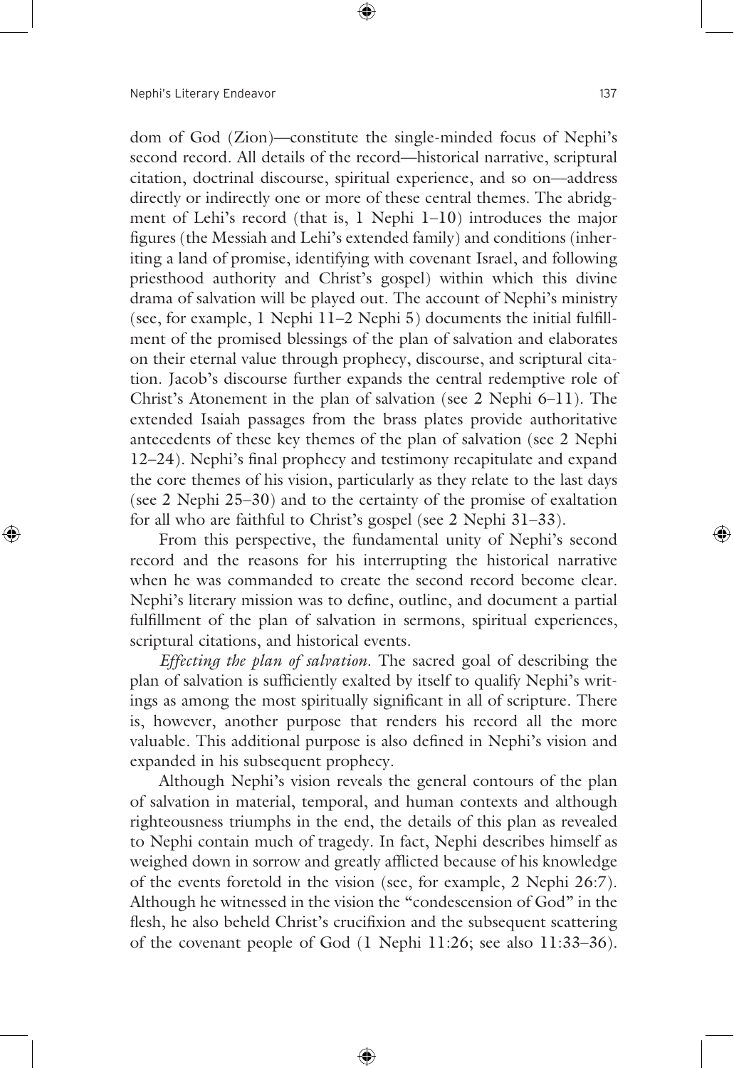dom of God (Zion)—constitute the single-minded focus of Nephi's second record. All details of the record—historical narrative, scriptural citation, doctrinal discourse, spiritual experience, and so on—address directly or indirectly one or more of these central themes. The abridgment of Lehi's record (that is, 1 Nephi 1–10) introduces the major figures (the Messiah and Lehi's extended family) and conditions (inheriting a land of promise, identifying with covenant Israel, and following priesthood authority and Christ's gospel) within which this divine drama of salvation will be played out. The account of Nephi's ministry (see, for example, 1 Nephi 11–2 Nephi 5) documents the initial fulfillment of the promised blessings of the plan of salvation and elaborates on their eternal value through prophecy, discourse, and scriptural citation. Jacob's discourse further expands the central redemptive role of Christ's Atonement in the plan of salvation (see 2 Nephi 6–11). The extended Isaiah passages from the brass plates provide authoritative antecedents of these key themes of the plan of salvation (see 2 Nephi 12–24). Nephi's final prophecy and testimony recapitulate and expand the core themes of his vision, particularly as they relate to the last days (see 2 Nephi 25–30) and to the certainty of the promise of exaltation for all who are faithful to Christ's gospel (see 2 Nephi 31–33).

From this perspective, the fundamental unity of Nephi's second record and the reasons for his interrupting the historical narrative when he was commanded to create the second record become clear. Nephi's literary mission was to define, outline, and document a partial fulfillment of the plan of salvation in sermons, spiritual experiences, scriptural citations, and historical events.

*Effecting the plan of salvation.* The sacred goal of describing the plan of salvation is sufficiently exalted by itself to qualify Nephi's writings as among the most spiritually significant in all of scripture. There is, however, another purpose that renders his record all the more valuable. This additional purpose is also defined in Nephi's vision and expanded in his subsequent prophecy.

Although Nephi's vision reveals the general contours of the plan of salvation in material, temporal, and human contexts and although righteousness triumphs in the end, the details of this plan as revealed to Nephi contain much of tragedy. In fact, Nephi describes himself as weighed down in sorrow and greatly afflicted because of his knowledge of the events foretold in the vision (see, for example, 2 Nephi 26:7). Although he witnessed in the vision the "condescension of God" in the flesh, he also beheld Christ's crucifixion and the subsequent scattering of the covenant people of God (1 Nephi 11:26; see also 11:33–36).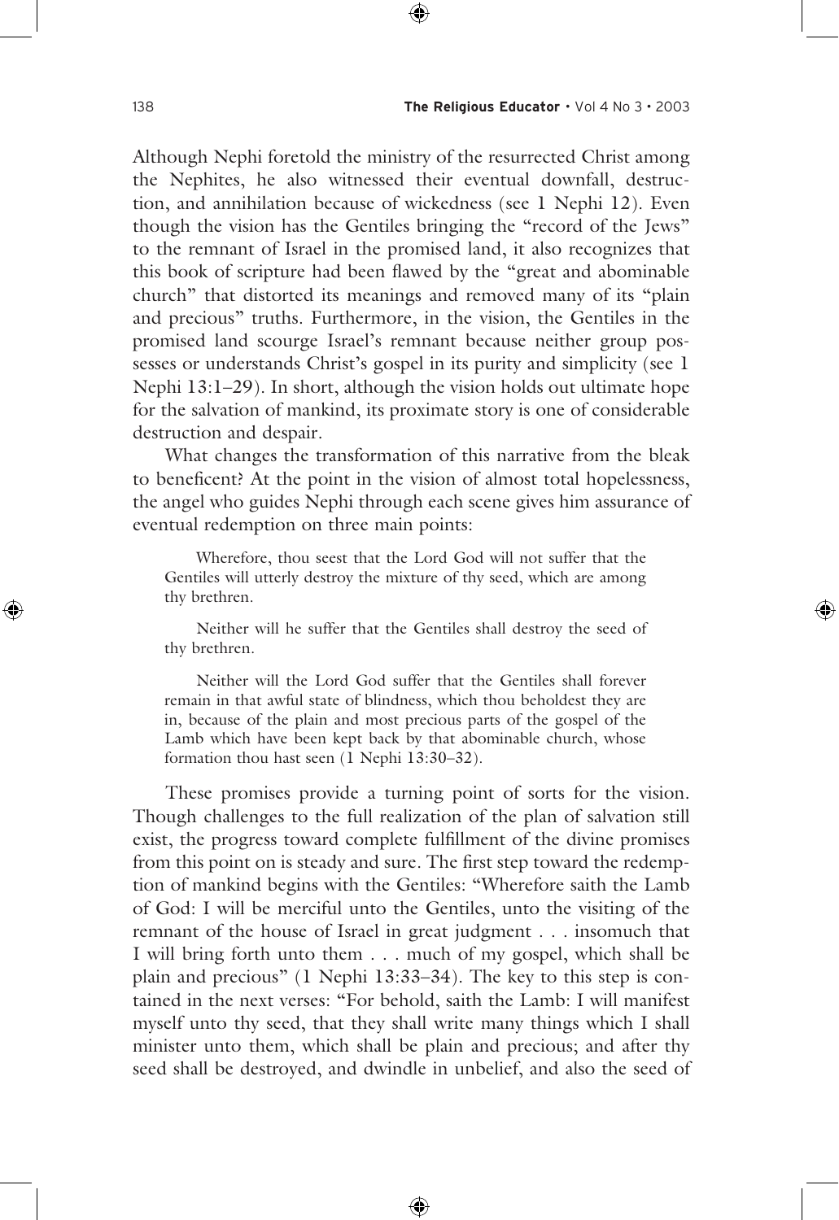Although Nephi foretold the ministry of the resurrected Christ among the Nephites, he also witnessed their eventual downfall, destruction, and annihilation because of wickedness (see 1 Nephi 12). Even though the vision has the Gentiles bringing the "record of the Jews" to the remnant of Israel in the promised land, it also recognizes that this book of scripture had been flawed by the "great and abominable church" that distorted its meanings and removed many of its "plain and precious" truths. Furthermore, in the vision, the Gentiles in the promised land scourge Israel's remnant because neither group possesses or understands Christ's gospel in its purity and simplicity (see 1 Nephi 13:1–29). In short, although the vision holds out ultimate hope for the salvation of mankind, its proximate story is one of considerable destruction and despair.

What changes the transformation of this narrative from the bleak to beneficent? At the point in the vision of almost total hopelessness, the angel who guides Nephi through each scene gives him assurance of eventual redemption on three main points:

> Wherefore, thou seest that the Lord God will not suffer that the Gentiles will utterly destroy the mixture of thy seed, which are among thy brethren.
>
> Neither will he suffer that the Gentiles shall destroy the seed of thy brethren.
>
> Neither will the Lord God suffer that the Gentiles shall forever remain in that awful state of blindness, which thou beholdest they are in, because of the plain and most precious parts of the gospel of the Lamb which have been kept back by that abominable church, whose formation thou hast seen (1 Nephi 13:30–32).

These promises provide a turning point of sorts for the vision. Though challenges to the full realization of the plan of salvation still exist, the progress toward complete fulfillment of the divine promises from this point on is steady and sure. The first step toward the redemption of mankind begins with the Gentiles: "Wherefore saith the Lamb of God: I will be merciful unto the Gentiles, unto the visiting of the remnant of the house of Israel in great judgment . . . insomuch that I will bring forth unto them . . . much of my gospel, which shall be plain and precious" (1 Nephi 13:33–34). The key to this step is contained in the next verses: "For behold, saith the Lamb: I will manifest myself unto thy seed, that they shall write many things which I shall minister unto them, which shall be plain and precious; and after thy seed shall be destroyed, and dwindle in unbelief, and also the seed of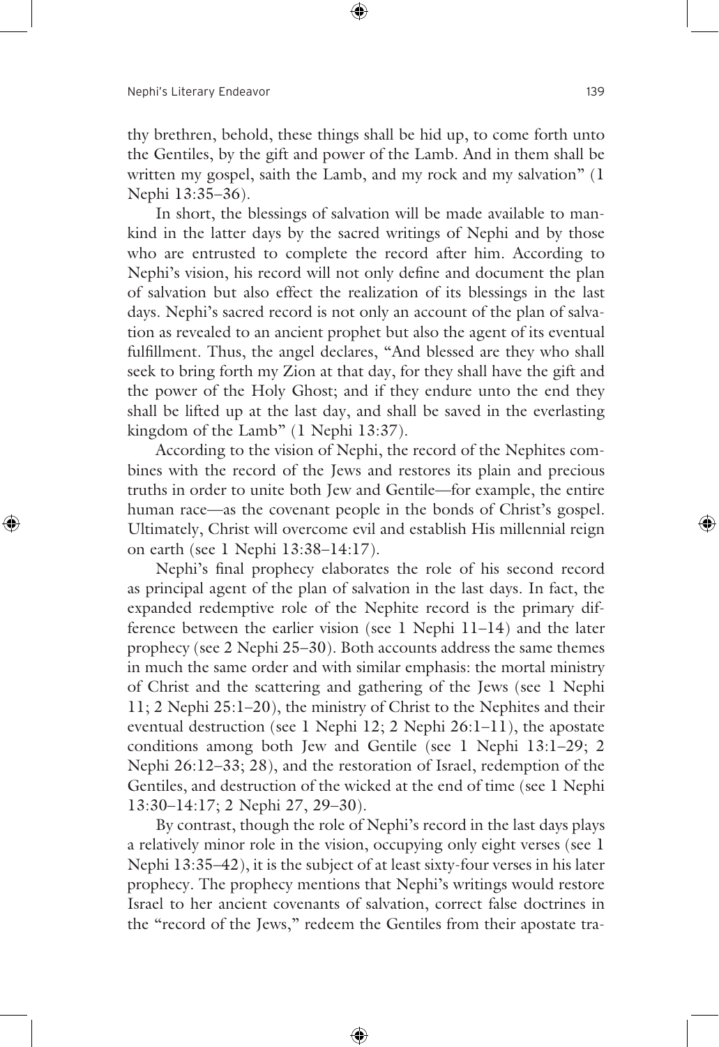thy brethren, behold, these things shall be hid up, to come forth unto the Gentiles, by the gift and power of the Lamb. And in them shall be written my gospel, saith the Lamb, and my rock and my salvation" (1 Nephi 13:35–36).

In short, the blessings of salvation will be made available to mankind in the latter days by the sacred writings of Nephi and by those who are entrusted to complete the record after him. According to Nephi's vision, his record will not only define and document the plan of salvation but also effect the realization of its blessings in the last days. Nephi's sacred record is not only an account of the plan of salvation as revealed to an ancient prophet but also the agent of its eventual fulfillment. Thus, the angel declares, "And blessed are they who shall seek to bring forth my Zion at that day, for they shall have the gift and the power of the Holy Ghost; and if they endure unto the end they shall be lifted up at the last day, and shall be saved in the everlasting kingdom of the Lamb" (1 Nephi 13:37).

According to the vision of Nephi, the record of the Nephites combines with the record of the Jews and restores its plain and precious truths in order to unite both Jew and Gentile—for example, the entire human race—as the covenant people in the bonds of Christ's gospel. Ultimately, Christ will overcome evil and establish His millennial reign on earth (see 1 Nephi 13:38–14:17).

Nephi's final prophecy elaborates the role of his second record as principal agent of the plan of salvation in the last days. In fact, the expanded redemptive role of the Nephite record is the primary difference between the earlier vision (see 1 Nephi 11–14) and the later prophecy (see 2 Nephi 25–30). Both accounts address the same themes in much the same order and with similar emphasis: the mortal ministry of Christ and the scattering and gathering of the Jews (see 1 Nephi 11; 2 Nephi 25:1–20), the ministry of Christ to the Nephites and their eventual destruction (see 1 Nephi 12; 2 Nephi 26:1–11), the apostate conditions among both Jew and Gentile (see 1 Nephi 13:1–29; 2 Nephi 26:12–33; 28), and the restoration of Israel, redemption of the Gentiles, and destruction of the wicked at the end of time (see 1 Nephi 13:30–14:17; 2 Nephi 27, 29–30).

By contrast, though the role of Nephi's record in the last days plays a relatively minor role in the vision, occupying only eight verses (see 1 Nephi 13:35–42), it is the subject of at least sixty-four verses in his later prophecy. The prophecy mentions that Nephi's writings would restore Israel to her ancient covenants of salvation, correct false doctrines in the "record of the Jews," redeem the Gentiles from their apostate tra-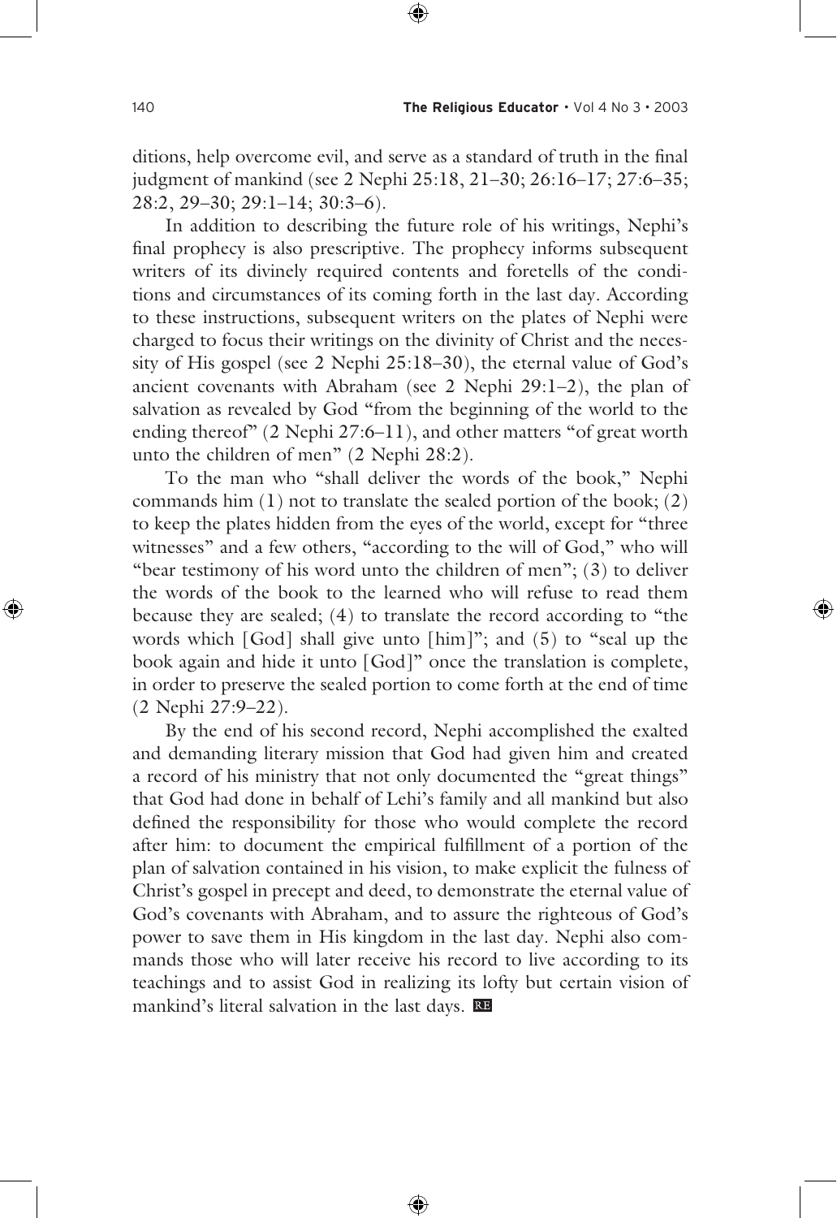ditions, help overcome evil, and serve as a standard of truth in the final judgment of mankind (see 2 Nephi 25:18, 21–30; 26:16–17; 27:6–35; 28:2, 29–30; 29:1–14; 30:3–6).

In addition to describing the future role of his writings, Nephi's final prophecy is also prescriptive. The prophecy informs subsequent writers of its divinely required contents and foretells of the conditions and circumstances of its coming forth in the last day. According to these instructions, subsequent writers on the plates of Nephi were charged to focus their writings on the divinity of Christ and the necessity of His gospel (see 2 Nephi 25:18–30), the eternal value of God's ancient covenants with Abraham (see 2 Nephi 29:1–2), the plan of salvation as revealed by God "from the beginning of the world to the ending thereof" (2 Nephi 27:6–11), and other matters "of great worth unto the children of men" (2 Nephi 28:2).

To the man who "shall deliver the words of the book," Nephi commands him (1) not to translate the sealed portion of the book; (2) to keep the plates hidden from the eyes of the world, except for "three witnesses" and a few others, "according to the will of God," who will "bear testimony of his word unto the children of men"; (3) to deliver the words of the book to the learned who will refuse to read them because they are sealed; (4) to translate the record according to "the words which [God] shall give unto [him]"; and (5) to "seal up the book again and hide it unto [God]" once the translation is complete, in order to preserve the sealed portion to come forth at the end of time (2 Nephi 27:9–22).

By the end of his second record, Nephi accomplished the exalted and demanding literary mission that God had given him and created a record of his ministry that not only documented the "great things" that God had done in behalf of Lehi's family and all mankind but also defined the responsibility for those who would complete the record after him: to document the empirical fulfillment of a portion of the plan of salvation contained in his vision, to make explicit the fulness of Christ's gospel in precept and deed, to demonstrate the eternal value of God's covenants with Abraham, and to assure the righteous of God's power to save them in His kingdom in the last day. Nephi also commands those who will later receive his record to live according to its teachings and to assist God in realizing its lofty but certain vision of mankind's literal salvation in the last days. RE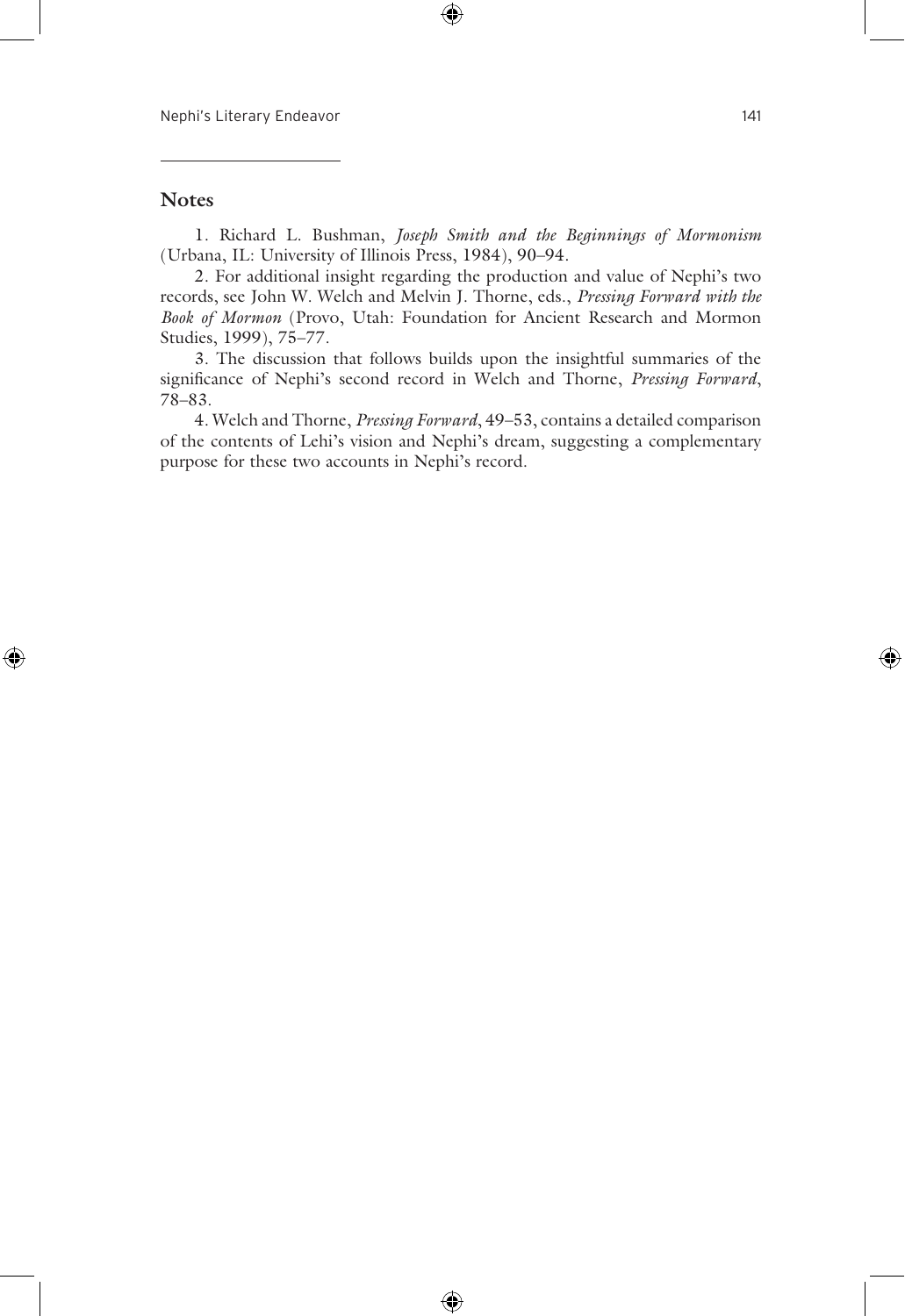## Notes

1. Richard L. Bushman, *Joseph Smith and the Beginnings of Mormonism* (Urbana, IL: University of Illinois Press, 1984), 90–94.

2. For additional insight regarding the production and value of Nephi's two records, see John W. Welch and Melvin J. Thorne, eds., *Pressing Forward with the Book of Mormon* (Provo, Utah: Foundation for Ancient Research and Mormon Studies, 1999), 75–77.

3. The discussion that follows builds upon the insightful summaries of the significance of Nephi's second record in Welch and Thorne, *Pressing Forward*, 78–83.

4. Welch and Thorne, *Pressing Forward*, 49–53, contains a detailed comparison of the contents of Lehi's vision and Nephi's dream, suggesting a complementary purpose for these two accounts in Nephi's record.